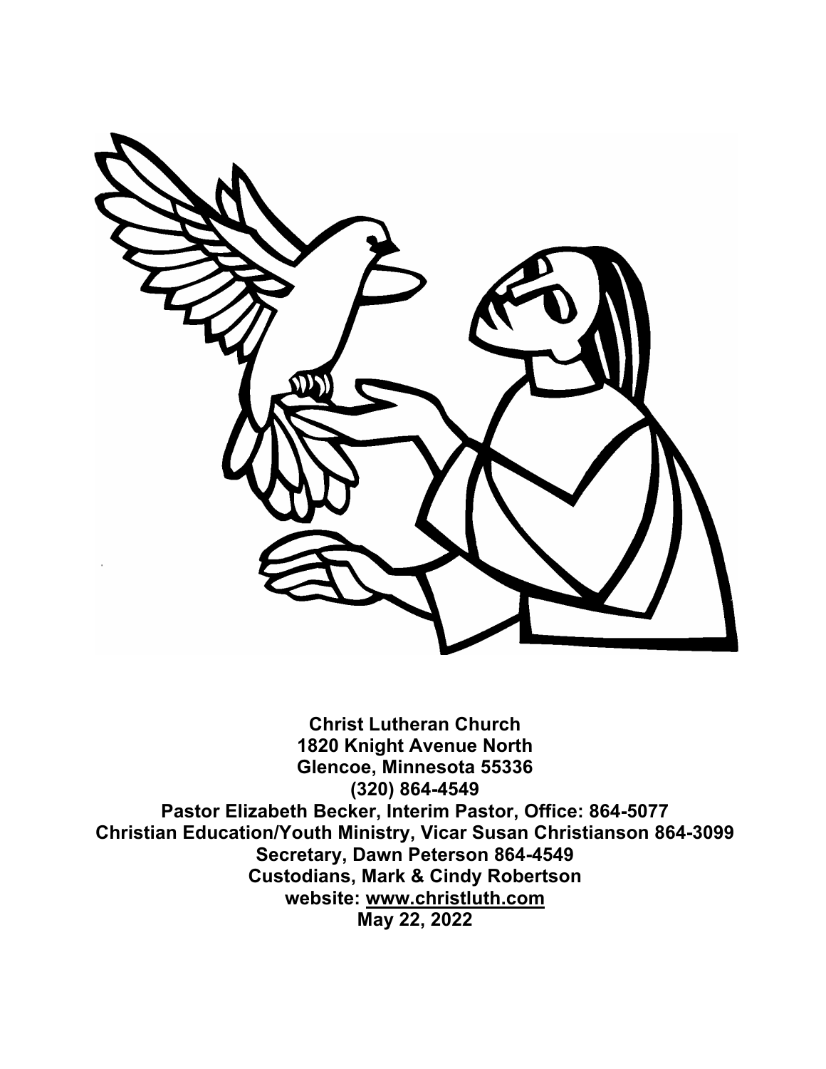**Christ Lutheran Church**
**1820 Knight Avenue North**
**Glencoe, Minnesota 55336**
**(320) 864-4549**
**Pastor Elizabeth Becker, Interim Pastor, Office: 864-5077**
**Christian Education/Youth Ministry, Vicar Susan Christianson 864-3099**
**Secretary, Dawn Peterson 864-4549**
**Custodians, Mark & Cindy Robertson**
**website: www.christluth.com**
**May 22, 2022**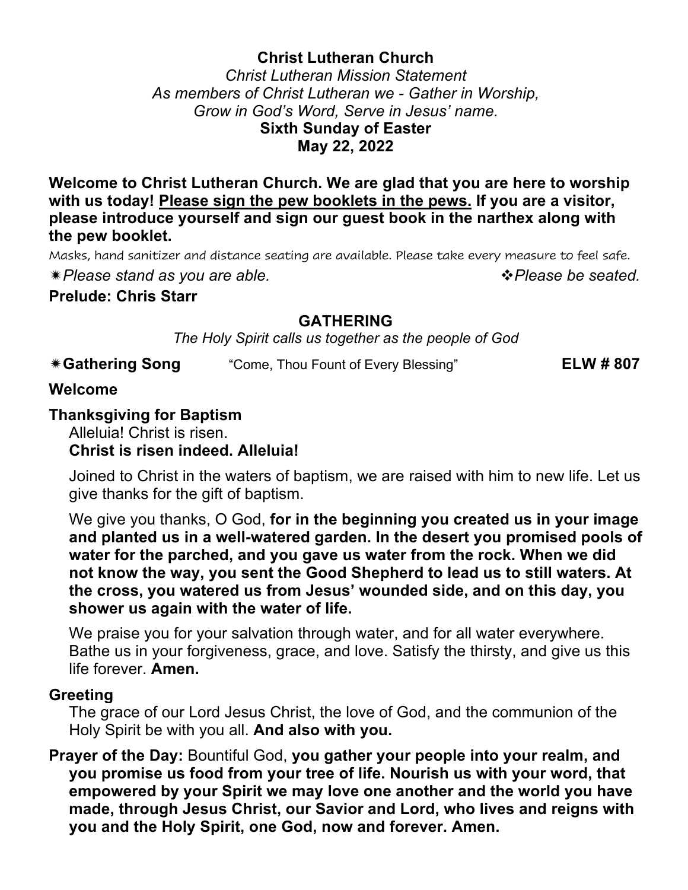**Christ Lutheran Church**

*Christ Lutheran Mission Statement*
*As members of Christ Lutheran we - Gather in Worship, Grow in God's Word, Serve in Jesus' name.*

**Sixth Sunday of Easter**
**May 22, 2022**

**Welcome to Christ Lutheran Church. We are glad that you are here to worship with us today! Please sign the pew booklets in the pews. If you are a visitor, please introduce yourself and sign our guest book in the narthex along with the pew booklet.**

Masks, hand sanitizer and distance seating are available. Please take every measure to feel safe.

✷*Please stand as you are able.* ❖*Please be seated.*

**Prelude: Chris Starr**

## GATHERING

*The Holy Spirit calls us together as the people of God*

✷**Gathering Song** "Come, Thou Fount of Every Blessing" **ELW # 807**

**Welcome**

**Thanksgiving for Baptism**

Alleluia! Christ is risen.
**Christ is risen indeed. Alleluia!**

Joined to Christ in the waters of baptism, we are raised with him to new life. Let us give thanks for the gift of baptism.

We give you thanks, O God, **for in the beginning you created us in your image and planted us in a well-watered garden. In the desert you promised pools of water for the parched, and you gave us water from the rock. When we did not know the way, you sent the Good Shepherd to lead us to still waters. At the cross, you watered us from Jesus' wounded side, and on this day, you shower us again with the water of life.**

We praise you for your salvation through water, and for all water everywhere. Bathe us in your forgiveness, grace, and love. Satisfy the thirsty, and give us this life forever. **Amen.**

**Greeting**

The grace of our Lord Jesus Christ, the love of God, and the communion of the Holy Spirit be with you all. **And also with you.**

**Prayer of the Day:** Bountiful God, **you gather your people into your realm, and you promise us food from your tree of life. Nourish us with your word, that empowered by your Spirit we may love one another and the world you have made, through Jesus Christ, our Savior and Lord, who lives and reigns with you and the Holy Spirit, one God, now and forever. Amen.**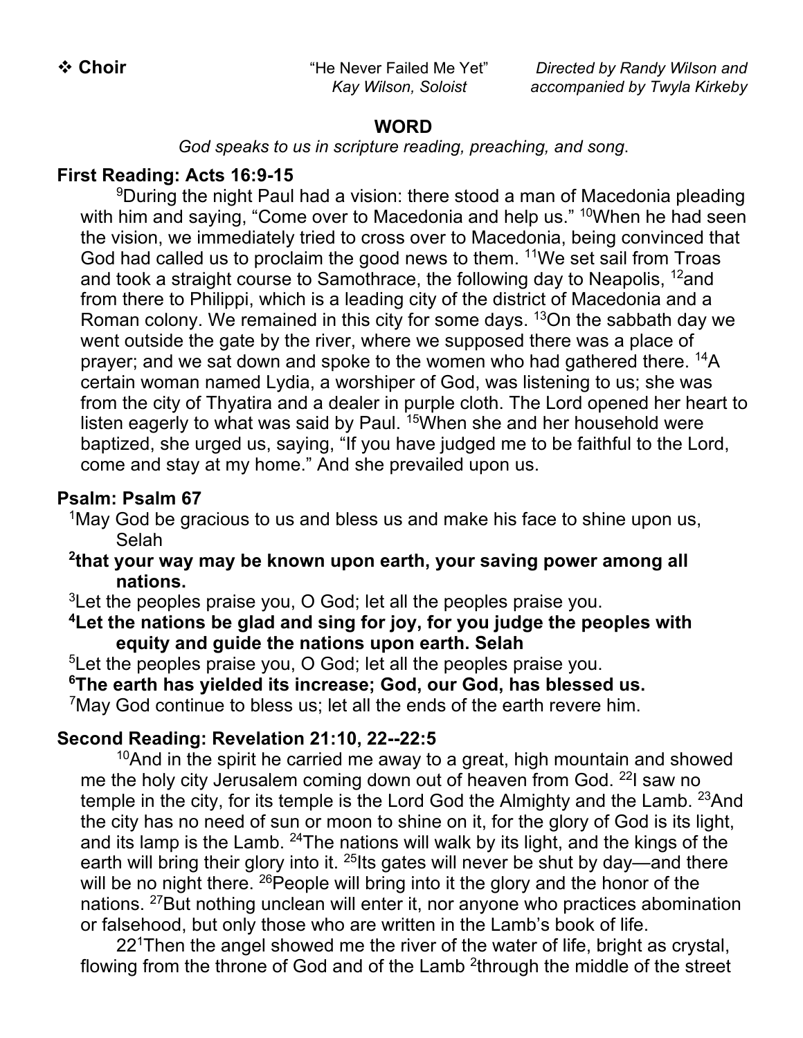❖ **Choir** "He Never Failed Me Yet" *Directed by Randy Wilson and*
*Kay Wilson, Soloist* *accompanied by Twyla Kirkeby*

## WORD

*God speaks to us in scripture reading, preaching, and song.*

### First Reading: Acts 16:9-15

[9]During the night Paul had a vision: there stood a man of Macedonia pleading with him and saying, "Come over to Macedonia and help us." [10]When he had seen the vision, we immediately tried to cross over to Macedonia, being convinced that God had called us to proclaim the good news to them. [11]We set sail from Troas and took a straight course to Samothrace, the following day to Neapolis, [12]and from there to Philippi, which is a leading city of the district of Macedonia and a Roman colony. We remained in this city for some days. [13]On the sabbath day we went outside the gate by the river, where we supposed there was a place of prayer; and we sat down and spoke to the women who had gathered there. [14]A certain woman named Lydia, a worshiper of God, was listening to us; she was from the city of Thyatira and a dealer in purple cloth. The Lord opened her heart to listen eagerly to what was said by Paul. [15]When she and her household were baptized, she urged us, saying, "If you have judged me to be faithful to the Lord, come and stay at my home." And she prevailed upon us.

### Psalm: Psalm 67

[1]May God be gracious to us and bless us and make his face to shine upon us, Selah

**[2]that your way may be known upon earth, your saving power among all nations.**

[3]Let the peoples praise you, O God; let all the peoples praise you.

**[4]Let the nations be glad and sing for joy, for you judge the peoples with equity and guide the nations upon earth. Selah**

[5]Let the peoples praise you, O God; let all the peoples praise you.

**[6]The earth has yielded its increase; God, our God, has blessed us.**

[7]May God continue to bless us; let all the ends of the earth revere him.

### Second Reading: Revelation 21:10, 22--22:5

[10]And in the spirit he carried me away to a great, high mountain and showed me the holy city Jerusalem coming down out of heaven from God. [22]I saw no temple in the city, for its temple is the Lord God the Almighty and the Lamb. [23]And the city has no need of sun or moon to shine on it, for the glory of God is its light, and its lamp is the Lamb. [24]The nations will walk by its light, and the kings of the earth will bring their glory into it. [25]Its gates will never be shut by day—and there will be no night there. [26]People will bring into it the glory and the honor of the nations. [27]But nothing unclean will enter it, nor anyone who practices abomination or falsehood, but only those who are written in the Lamb's book of life.

22[1]Then the angel showed me the river of the water of life, bright as crystal, flowing from the throne of God and of the Lamb [2]through the middle of the street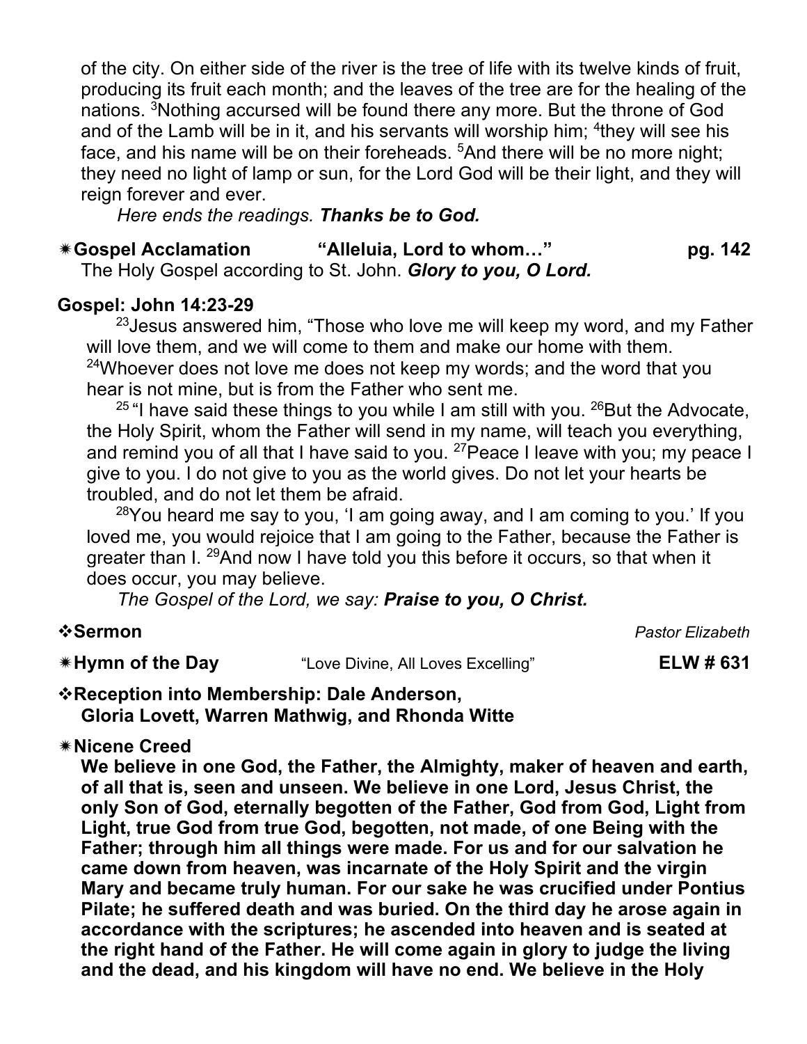of the city. On either side of the river is the tree of life with its twelve kinds of fruit, producing its fruit each month; and the leaves of the tree are for the healing of the nations. [3]Nothing accursed will be found there any more. But the throne of God and of the Lamb will be in it, and his servants will worship him; [4]they will see his face, and his name will be on their foreheads. [5]And there will be no more night; they need no light of lamp or sun, for the Lord God will be their light, and they will reign forever and ever.

*Here ends the readings.* ***Thanks be to God.***

**✷Gospel Acclamation "Alleluia, Lord to whom…" pg. 142**

The Holy Gospel according to St. John. ***Glory to you, O Lord.***

**Gospel: John 14:23-29**

[23]Jesus answered him, "Those who love me will keep my word, and my Father will love them, and we will come to them and make our home with them. [24]Whoever does not love me does not keep my words; and the word that you hear is not mine, but is from the Father who sent me.

[25] "I have said these things to you while I am still with you. [26]But the Advocate, the Holy Spirit, whom the Father will send in my name, will teach you everything, and remind you of all that I have said to you. [27]Peace I leave with you; my peace I give to you. I do not give to you as the world gives. Do not let your hearts be troubled, and do not let them be afraid.

[28]You heard me say to you, 'I am going away, and I am coming to you.' If you loved me, you would rejoice that I am going to the Father, because the Father is greater than I. [29]And now I have told you this before it occurs, so that when it does occur, you may believe.

*The Gospel of the Lord, we say:* ***Praise to you, O Christ.***

**❖Sermon** *Pastor Elizabeth*

**✷Hymn of the Day** "Love Divine, All Loves Excelling" **ELW # 631**

**❖Reception into Membership: Dale Anderson, Gloria Lovett, Warren Mathwig, and Rhonda Witte**

**✷Nicene Creed**

**We believe in one God, the Father, the Almighty, maker of heaven and earth, of all that is, seen and unseen. We believe in one Lord, Jesus Christ, the only Son of God, eternally begotten of the Father, God from God, Light from Light, true God from true God, begotten, not made, of one Being with the Father; through him all things were made. For us and for our salvation he came down from heaven, was incarnate of the Holy Spirit and the virgin Mary and became truly human. For our sake he was crucified under Pontius Pilate; he suffered death and was buried. On the third day he arose again in accordance with the scriptures; he ascended into heaven and is seated at the right hand of the Father. He will come again in glory to judge the living and the dead, and his kingdom will have no end. We believe in the Holy**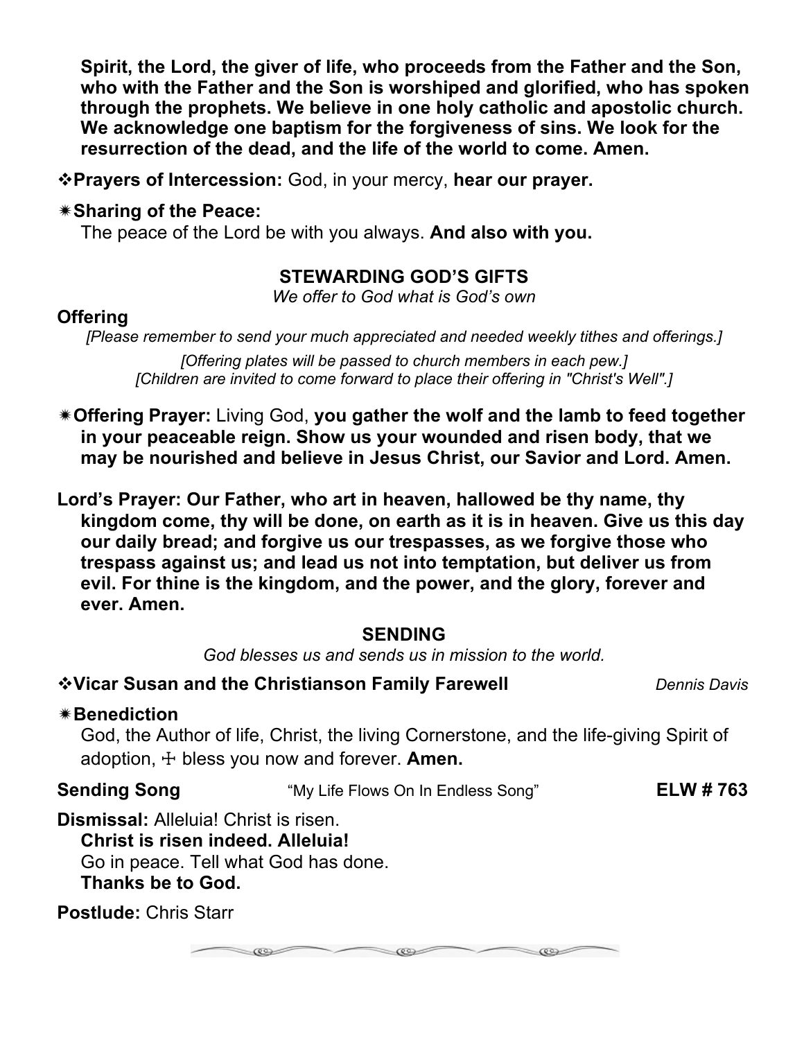**Spirit, the Lord, the giver of life, who proceeds from the Father and the Son, who with the Father and the Son is worshiped and glorified, who has spoken through the prophets. We believe in one holy catholic and apostolic church. We acknowledge one baptism for the forgiveness of sins. We look for the resurrection of the dead, and the life of the world to come. Amen.**

❖**Prayers of Intercession:** God, in your mercy, **hear our prayer.**

✷**Sharing of the Peace:**
The peace of the Lord be with you always. **And also with you.**

## STEWARDING GOD'S GIFTS

*We offer to God what is God's own*

**Offering**

*[Please remember to send your much appreciated and needed weekly tithes and offerings.]*

*[Offering plates will be passed to church members in each pew.]*
*[Children are invited to come forward to place their offering in "Christ's Well".]*

✷**Offering Prayer:** Living God, **you gather the wolf and the lamb to feed together in your peaceable reign. Show us your wounded and risen body, that we may be nourished and believe in Jesus Christ, our Savior and Lord. Amen.**

**Lord's Prayer: Our Father, who art in heaven, hallowed be thy name, thy kingdom come, thy will be done, on earth as it is in heaven. Give us this day our daily bread; and forgive us our trespasses, as we forgive those who trespass against us; and lead us not into temptation, but deliver us from evil. For thine is the kingdom, and the power, and the glory, forever and ever. Amen.**

## SENDING

*God blesses us and sends us in mission to the world.*

❖**Vicar Susan and the Christianson Family Farewell** *Dennis Davis*

✷**Benediction**
God, the Author of life, Christ, the living Cornerstone, and the life-giving Spirit of adoption, ☩ bless you now and forever. **Amen.**

**Sending Song** "My Life Flows On In Endless Song" **ELW # 763**

**Dismissal:** Alleluia! Christ is risen.
**Christ is risen indeed. Alleluia!**
Go in peace. Tell what God has done.
**Thanks be to God.**

**Postlude:** Chris Starr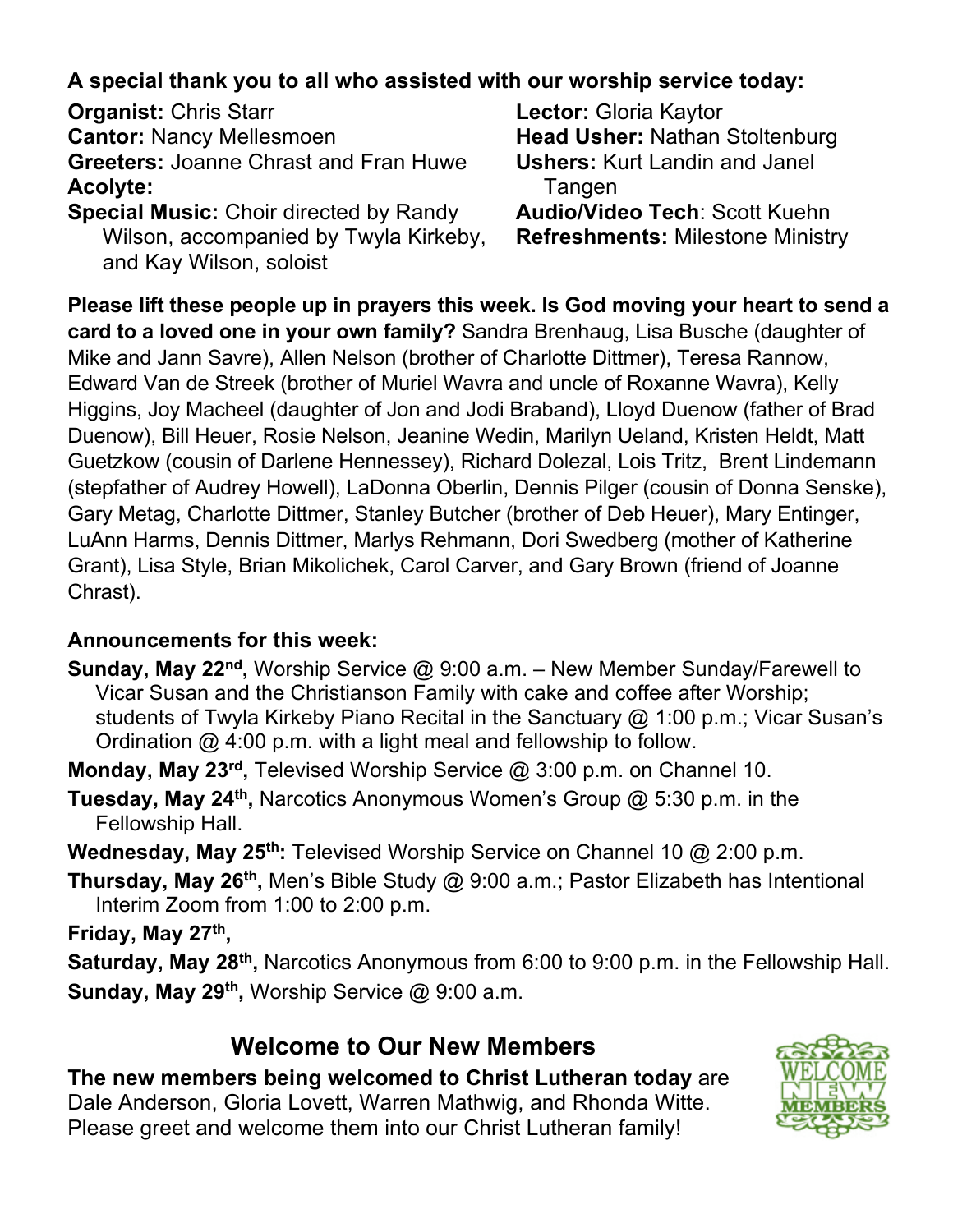**A special thank you to all who assisted with our worship service today:**

**Organist:** Chris Starr
**Cantor:** Nancy Mellesmoen
**Greeters:** Joanne Chrast and Fran Huwe
**Acolyte:**
**Special Music:** Choir directed by Randy Wilson, accompanied by Twyla Kirkeby, and Kay Wilson, soloist
**Lector:** Gloria Kaytor
**Head Usher:** Nathan Stoltenburg
**Ushers:** Kurt Landin and Janel Tangen
**Audio/Video Tech**: Scott Kuehn
**Refreshments:** Milestone Ministry

**Please lift these people up in prayers this week. Is God moving your heart to send a card to a loved one in your own family?** Sandra Brenhaug, Lisa Busche (daughter of Mike and Jann Savre), Allen Nelson (brother of Charlotte Dittmer), Teresa Rannow, Edward Van de Streek (brother of Muriel Wavra and uncle of Roxanne Wavra), Kelly Higgins, Joy Macheel (daughter of Jon and Jodi Braband), Lloyd Duenow (father of Brad Duenow), Bill Heuer, Rosie Nelson, Jeanine Wedin, Marilyn Ueland, Kristen Heldt, Matt Guetzkow (cousin of Darlene Hennessey), Richard Dolezal, Lois Tritz, Brent Lindemann (stepfather of Audrey Howell), LaDonna Oberlin, Dennis Pilger (cousin of Donna Senske), Gary Metag, Charlotte Dittmer, Stanley Butcher (brother of Deb Heuer), Mary Entinger, LuAnn Harms, Dennis Dittmer, Marlys Rehmann, Dori Swedberg (mother of Katherine Grant), Lisa Style, Brian Mikolichek, Carol Carver, and Gary Brown (friend of Joanne Chrast).

**Announcements for this week:**

**Sunday, May 22nd,** Worship Service @ 9:00 a.m. – New Member Sunday/Farewell to Vicar Susan and the Christianson Family with cake and coffee after Worship; students of Twyla Kirkeby Piano Recital in the Sanctuary @ 1:00 p.m.; Vicar Susan's Ordination @ 4:00 p.m. with a light meal and fellowship to follow.

**Monday, May 23rd,** Televised Worship Service @ 3:00 p.m. on Channel 10.

**Tuesday, May 24th,** Narcotics Anonymous Women's Group @ 5:30 p.m. in the Fellowship Hall.

**Wednesday, May 25th:** Televised Worship Service on Channel 10 @ 2:00 p.m.

**Thursday, May 26th,** Men's Bible Study @ 9:00 a.m.; Pastor Elizabeth has Intentional Interim Zoom from 1:00 to 2:00 p.m.

**Friday, May 27th,**

**Saturday, May 28th,** Narcotics Anonymous from 6:00 to 9:00 p.m. in the Fellowship Hall.

**Sunday, May 29th,** Worship Service @ 9:00 a.m.

## Welcome to Our New Members

**The new members being welcomed to Christ Lutheran today** are Dale Anderson, Gloria Lovett, Warren Mathwig, and Rhonda Witte. Please greet and welcome them into our Christ Lutheran family!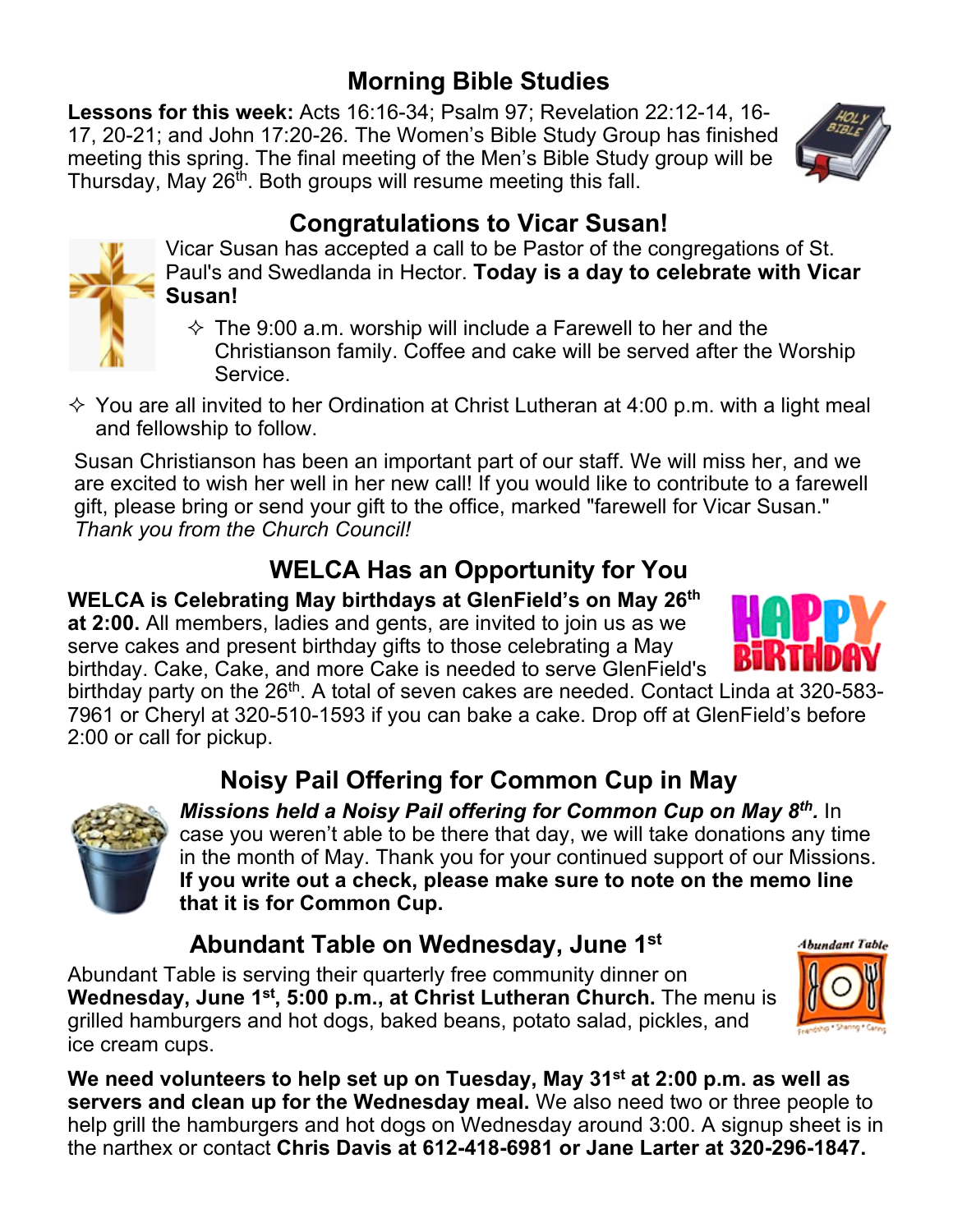## Morning Bible Studies

**Lessons for this week:** Acts 16:16-34; Psalm 97; Revelation 22:12-14, 16-17, 20-21; and John 17:20-26. The Women's Bible Study Group has finished meeting this spring. The final meeting of the Men's Bible Study group will be Thursday, May 26th. Both groups will resume meeting this fall.

## Congratulations to Vicar Susan!

Vicar Susan has accepted a call to be Pastor of the congregations of St. Paul's and Swedlanda in Hector. **Today is a day to celebrate with Vicar Susan!**

- The 9:00 a.m. worship will include a Farewell to her and the Christianson family. Coffee and cake will be served after the Worship Service.
- You are all invited to her Ordination at Christ Lutheran at 4:00 p.m. with a light meal and fellowship to follow.

Susan Christianson has been an important part of our staff. We will miss her, and we are excited to wish her well in her new call! If you would like to contribute to a farewell gift, please bring or send your gift to the office, marked "farewell for Vicar Susan." *Thank you from the Church Council!*

## WELCA Has an Opportunity for You

**WELCA is Celebrating May birthdays at GlenField's on May 26th at 2:00.** All members, ladies and gents, are invited to join us as we serve cakes and present birthday gifts to those celebrating a May birthday. Cake, Cake, and more Cake is needed to serve GlenField's birthday party on the 26th. A total of seven cakes are needed. Contact Linda at 320-583-7961 or Cheryl at 320-510-1593 if you can bake a cake. Drop off at GlenField's before 2:00 or call for pickup.

## Noisy Pail Offering for Common Cup in May

***Missions held a Noisy Pail offering for Common Cup on May 8th.*** In case you weren't able to be there that day, we will take donations any time in the month of May. Thank you for your continued support of our Missions. **If you write out a check, please make sure to note on the memo line that it is for Common Cup.**

## Abundant Table on Wednesday, June 1st

Abundant Table is serving their quarterly free community dinner on **Wednesday, June 1st, 5:00 p.m., at Christ Lutheran Church.** The menu is grilled hamburgers and hot dogs, baked beans, potato salad, pickles, and ice cream cups.

**We need volunteers to help set up on Tuesday, May 31st at 2:00 p.m. as well as servers and clean up for the Wednesday meal.** We also need two or three people to help grill the hamburgers and hot dogs on Wednesday around 3:00. A signup sheet is in the narthex or contact **Chris Davis at 612-418-6981 or Jane Larter at 320-296-1847.**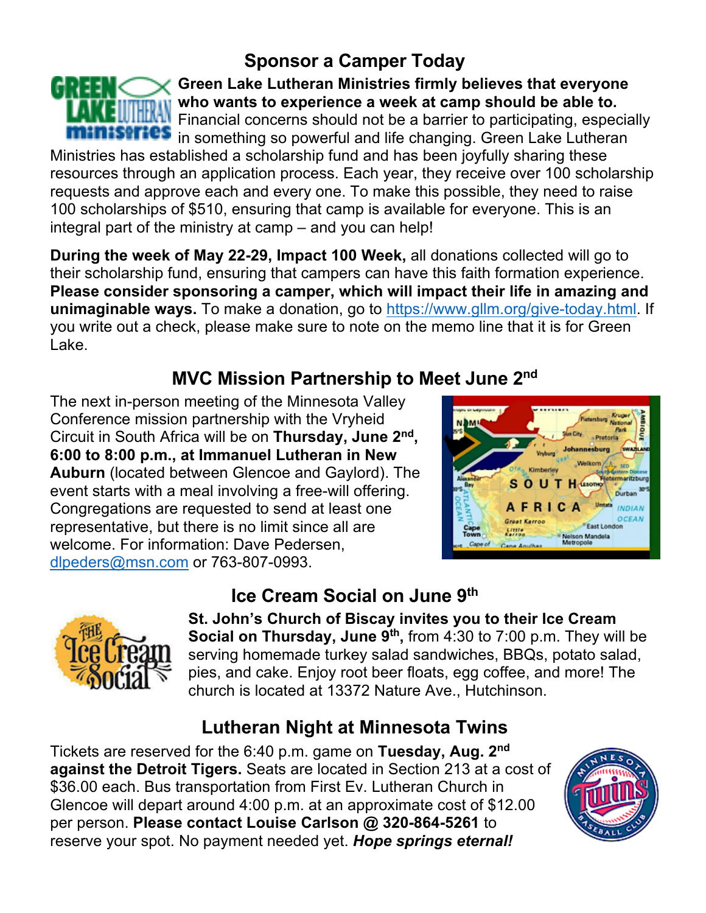## Sponsor a Camper Today

**Green Lake Lutheran Ministries firmly believes that everyone who wants to experience a week at camp should be able to.** Financial concerns should not be a barrier to participating, especially in something so powerful and life changing. Green Lake Lutheran Ministries has established a scholarship fund and has been joyfully sharing these resources through an application process. Each year, they receive over 100 scholarship requests and approve each and every one. To make this possible, they need to raise 100 scholarships of $510, ensuring that camp is available for everyone. This is an integral part of the ministry at camp – and you can help!

**During the week of May 22-29, Impact 100 Week,** all donations collected will go to their scholarship fund, ensuring that campers can have this faith formation experience. **Please consider sponsoring a camper, which will impact their life in amazing and unimaginable ways.** To make a donation, go to https://www.gllm.org/give-today.html. If you write out a check, please make sure to note on the memo line that it is for Green Lake.

## MVC Mission Partnership to Meet June 2nd

The next in-person meeting of the Minnesota Valley Conference mission partnership with the Vryheid Circuit in South Africa will be on **Thursday, June 2nd, 6:00 to 8:00 p.m., at Immanuel Lutheran in New Auburn** (located between Glencoe and Gaylord). The event starts with a meal involving a free-will offering. Congregations are requested to send at least one representative, but there is no limit since all are welcome. For information: Dave Pedersen, dlpeders@msn.com or 763-807-0993.

## Ice Cream Social on June 9th

**St. John's Church of Biscay invites you to their Ice Cream Social on Thursday, June 9th,** from 4:30 to 7:00 p.m. They will be serving homemade turkey salad sandwiches, BBQs, potato salad, pies, and cake. Enjoy root beer floats, egg coffee, and more! The church is located at 13372 Nature Ave., Hutchinson.

## Lutheran Night at Minnesota Twins

Tickets are reserved for the 6:40 p.m. game on **Tuesday, Aug. 2nd against the Detroit Tigers.** Seats are located in Section 213 at a cost of $36.00 each. Bus transportation from First Ev. Lutheran Church in Glencoe will depart around 4:00 p.m. at an approximate cost of $12.00 per person. **Please contact Louise Carlson @ 320-864-5261** to reserve your spot. No payment needed yet. ***Hope springs eternal!***